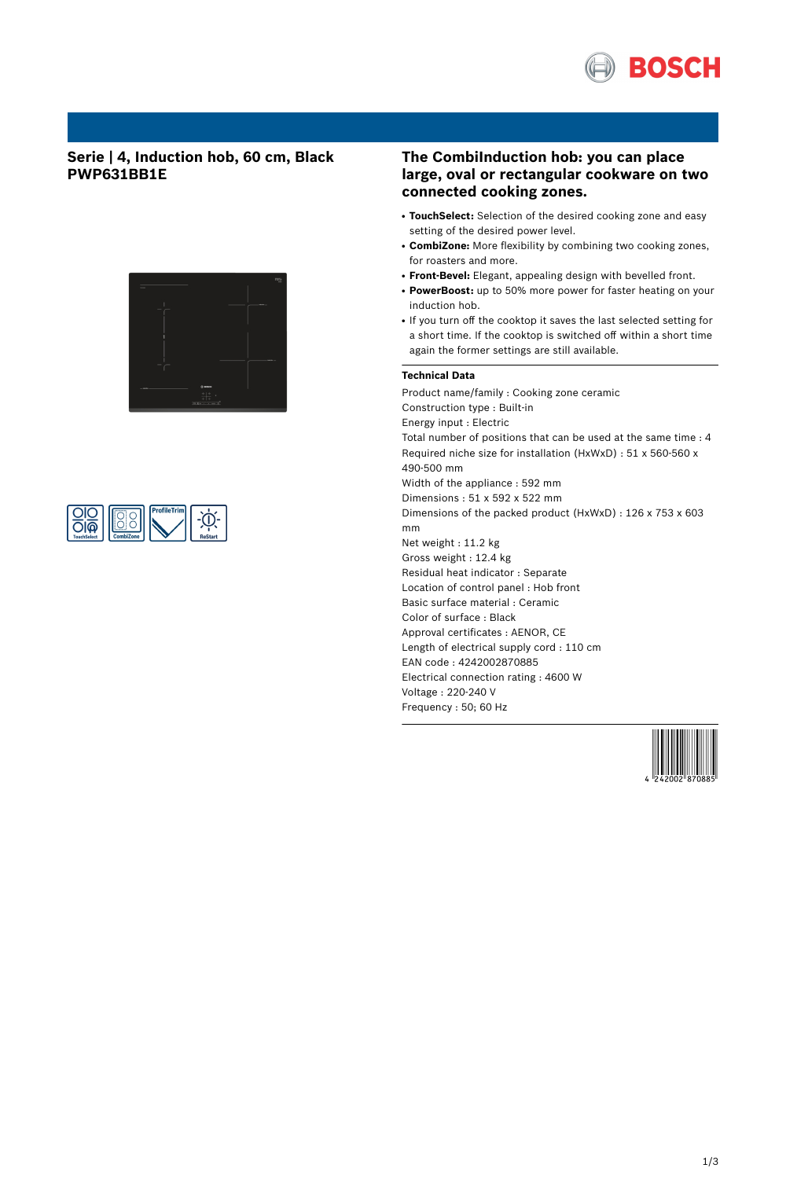## Serie | 4, Induction hob, 60 cm, Black
## PWP631BB1E

## The CombiInduction hob: you can place large, oval or rectangular cookware on two connected cooking zones.

- **TouchSelect:** Selection of the desired cooking zone and easy setting of the desired power level.
- **CombiZone:** More flexibility by combining two cooking zones, for roasters and more.
- **Front-Bevel:** Elegant, appealing design with bevelled front.
- **PowerBoost:** up to 50% more power for faster heating on your induction hob.
- If you turn off the cooktop it saves the last selected setting for a short time. If the cooktop is switched off within a short time again the former settings are still available.

### Technical Data

Product name/family : Cooking zone ceramic
Construction type : Built-in
Energy input : Electric
Total number of positions that can be used at the same time : 4
Required niche size for installation (HxWxD) : 51 x 560-560 x 490-500 mm
Width of the appliance : 592 mm
Dimensions : 51 x 592 x 522 mm
Dimensions of the packed product (HxWxD) : 126 x 753 x 603 mm
Net weight : 11.2 kg
Gross weight : 12.4 kg
Residual heat indicator : Separate
Location of control panel : Hob front
Basic surface material : Ceramic
Color of surface : Black
Approval certificates : AENOR, CE
Length of electrical supply cord : 110 cm
EAN code : 4242002870885
Electrical connection rating : 4600 W
Voltage : 220-240 V
Frequency : 50; 60 Hz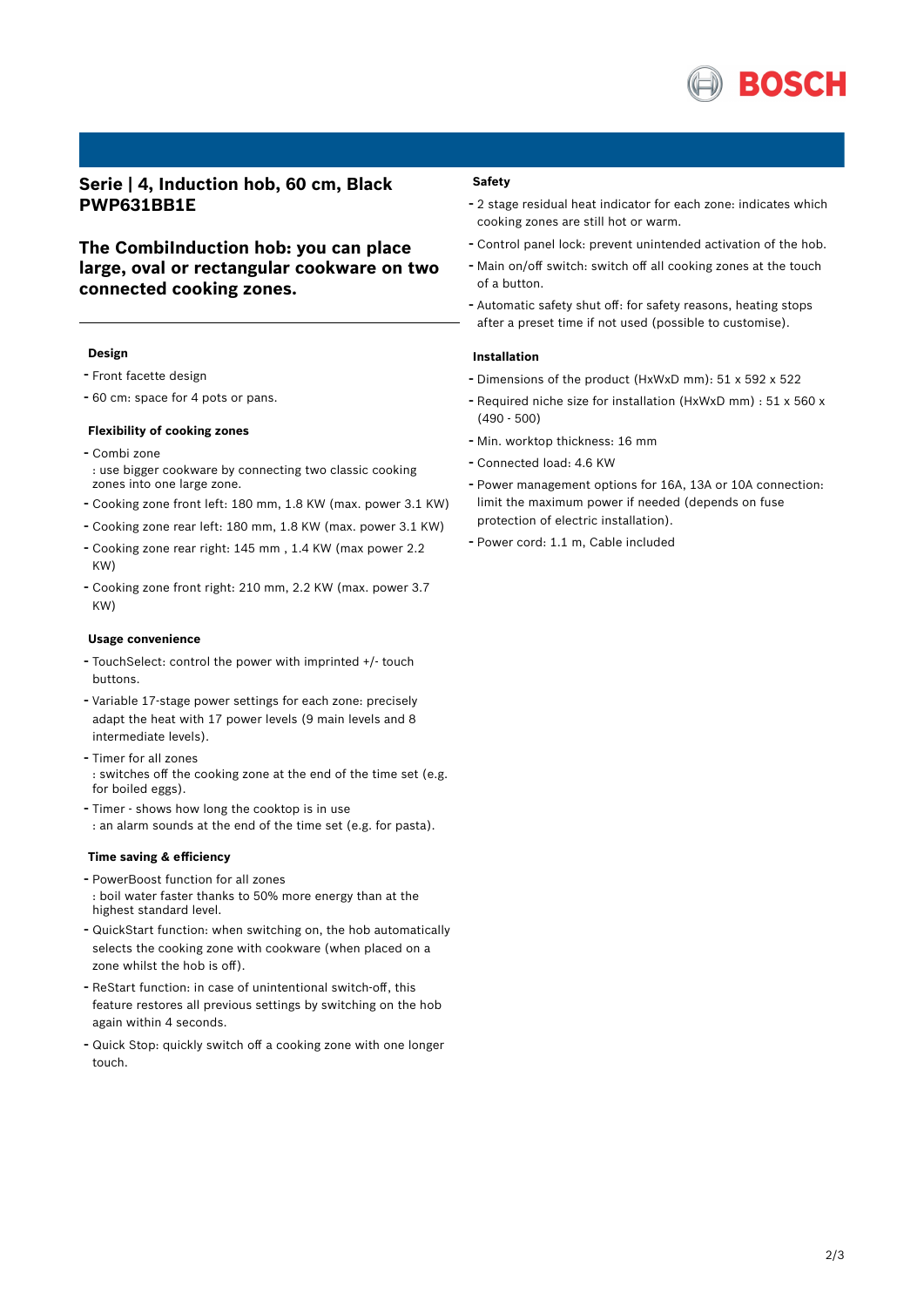## Serie | 4, Induction hob, 60 cm, Black PWP631BB1E

## The CombiInduction hob: you can place large, oval or rectangular cookware on two connected cooking zones.

### Design

- Front facette design
- 60 cm: space for 4 pots or pans.

### Flexibility of cooking zones

- Combi zone
  : use bigger cookware by connecting two classic cooking zones into one large zone.
- Cooking zone front left: 180 mm, 1.8 KW (max. power 3.1 KW)
- Cooking zone rear left: 180 mm, 1.8 KW (max. power 3.1 KW)
- Cooking zone rear right: 145 mm , 1.4 KW (max power 2.2 KW)
- Cooking zone front right: 210 mm, 2.2 KW (max. power 3.7 KW)

### Usage convenience

- TouchSelect: control the power with imprinted +/- touch buttons.
- Variable 17-stage power settings for each zone: precisely adapt the heat with 17 power levels (9 main levels and 8 intermediate levels).
- Timer for all zones
  : switches off the cooking zone at the end of the time set (e.g. for boiled eggs).
- Timer - shows how long the cooktop is in use
  : an alarm sounds at the end of the time set (e.g. for pasta).

### Time saving & efficiency

- PowerBoost function for all zones
  : boil water faster thanks to 50% more energy than at the highest standard level.
- QuickStart function: when switching on, the hob automatically selects the cooking zone with cookware (when placed on a zone whilst the hob is off).
- ReStart function: in case of unintentional switch-off, this feature restores all previous settings by switching on the hob again within 4 seconds.
- Quick Stop: quickly switch off a cooking zone with one longer touch.

### Safety

- 2 stage residual heat indicator for each zone: indicates which cooking zones are still hot or warm.
- Control panel lock: prevent unintended activation of the hob.
- Main on/off switch: switch off all cooking zones at the touch of a button.
- Automatic safety shut off: for safety reasons, heating stops after a preset time if not used (possible to customise).

### Installation

- Dimensions of the product (HxWxD mm): 51 x 592 x 522
- Required niche size for installation (HxWxD mm) : 51 x 560 x (490 - 500)
- Min. worktop thickness: 16 mm
- Connected load: 4.6 KW
- Power management options for 16A, 13A or 10A connection: limit the maximum power if needed (depends on fuse protection of electric installation).
- Power cord: 1.1 m, Cable included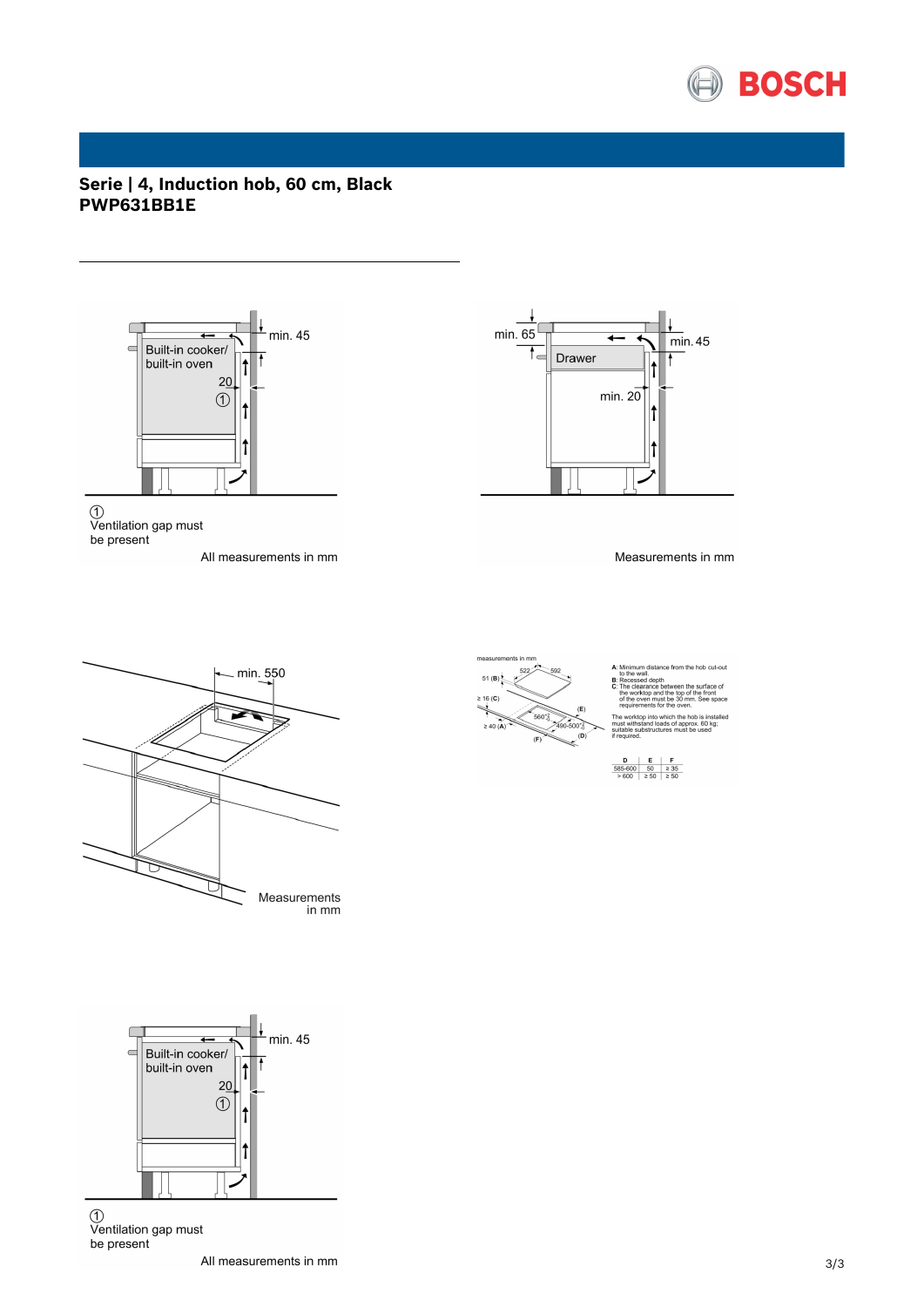**Serie | 4, Induction hob, 60 cm, Black**
**PWP631BB1E**

min. 45
Built-in cooker/
built-in oven
20
①

① Ventilation gap must be present

All measurements in mm

min. 65
min. 45
Drawer
min. 20

Measurements in mm

min. 550

Measurements in mm

measurements in mm
522
592
51 (B)
≥ 16 (C)
(E)
560$^{+2}_{0}$
490-500$^{+2}_{0}$
≥ 40 (A)
(D)
(F)

A: Minimum distance from the hob cut-out to the wall.
B: Recessed depth
C: The clearance between the surface of the worktop and the top of the front of the oven must be 30 mm. See space requirements for the oven.

The worktop into which the hob is installed must withstand loads of approx. 60 kg; suitable substructures must be used if required.

| D | E | F |
| --- | --- | --- |
| 585-600 | 50 | ≥ 35 |
| > 600 | ≥ 50 | ≥ 50 |

min. 45
Built-in cooker/
built-in oven
20
①

① Ventilation gap must be present

All measurements in mm